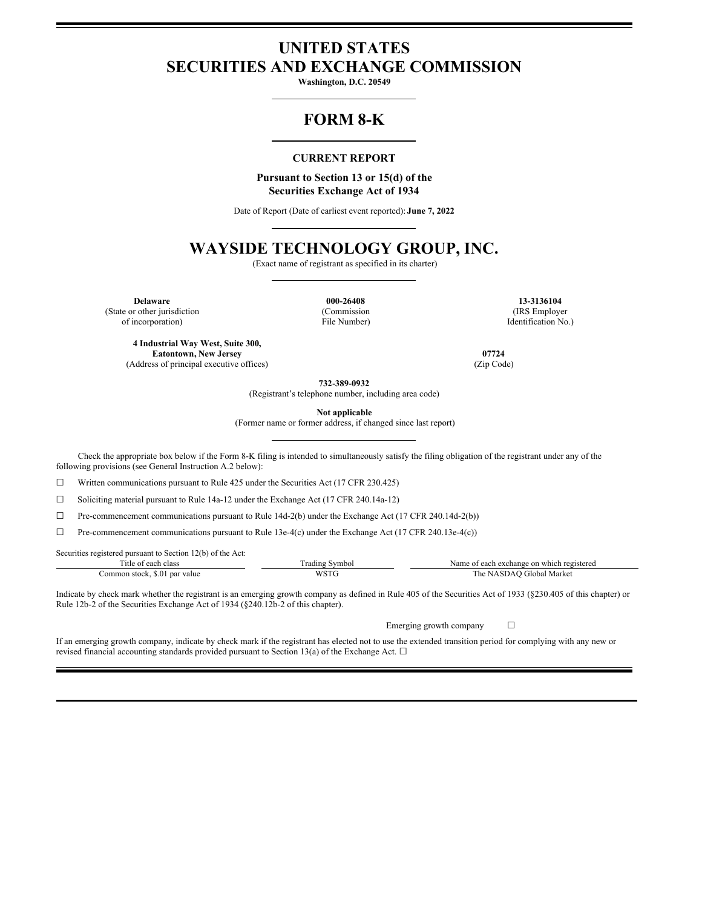# UNITED STATES
# SECURITIES AND EXCHANGE COMMISSION

**Washington, D.C. 20549**

# FORM 8-K

**CURRENT REPORT**

**Pursuant to Section 13 or 15(d) of the Securities Exchange Act of 1934**

Date of Report (Date of earliest event reported): **June 7, 2022**

# WAYSIDE TECHNOLOGY GROUP, INC.

(Exact name of registrant as specified in its charter)

| **Delaware** | **000-26408** | **13-3136104** |
|---|---|---|
| (State or other jurisdiction of incorporation) | (Commission File Number) | (IRS Employer Identification No.) |

| **4 Industrial Way West, Suite 300, Eatontown, New Jersey** | **07724** |
|---|---|
| (Address of principal executive offices) | (Zip Code) |

**732-389-0932**
(Registrant's telephone number, including area code)

**Not applicable**
(Former name or former address, if changed since last report)

Check the appropriate box below if the Form 8-K filing is intended to simultaneously satisfy the filing obligation of the registrant under any of the following provisions (see General Instruction A.2 below):

☐ Written communications pursuant to Rule 425 under the Securities Act (17 CFR 230.425)

☐ Soliciting material pursuant to Rule 14a-12 under the Exchange Act (17 CFR 240.14a-12)

☐ Pre-commencement communications pursuant to Rule 14d-2(b) under the Exchange Act (17 CFR 240.14d-2(b))

☐ Pre-commencement communications pursuant to Rule 13e-4(c) under the Exchange Act (17 CFR 240.13e-4(c))

Securities registered pursuant to Section 12(b) of the Act:

| Title of each class | Trading Symbol | Name of each exchange on which registered |
|---|---|---|
| Common stock, $.01 par value | WSTG | The NASDAQ Global Market |

Indicate by check mark whether the registrant is an emerging growth company as defined in Rule 405 of the Securities Act of 1933 (§230.405 of this chapter) or Rule 12b-2 of the Securities Exchange Act of 1934 (§240.12b-2 of this chapter).

Emerging growth company ☐

If an emerging growth company, indicate by check mark if the registrant has elected not to use the extended transition period for complying with any new or revised financial accounting standards provided pursuant to Section 13(a) of the Exchange Act. ☐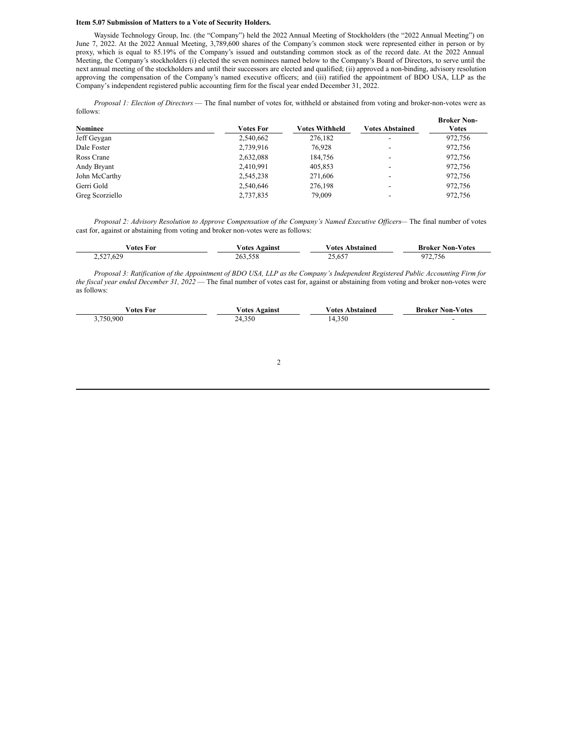**Item 5.07 Submission of Matters to a Vote of Security Holders.**

Wayside Technology Group, Inc. (the "Company") held the 2022 Annual Meeting of Stockholders (the "2022 Annual Meeting") on June 7, 2022. At the 2022 Annual Meeting, 3,789,600 shares of the Company's common stock were represented either in person or by proxy, which is equal to 85.19% of the Company's issued and outstanding common stock as of the record date. At the 2022 Annual Meeting, the Company's stockholders (i) elected the seven nominees named below to the Company's Board of Directors, to serve until the next annual meeting of the stockholders and until their successors are elected and qualified; (ii) approved a non-binding, advisory resolution approving the compensation of the Company's named executive officers; and (iii) ratified the appointment of BDO USA, LLP as the Company's independent registered public accounting firm for the fiscal year ended December 31, 2022.

*Proposal 1: Election of Directors* — The final number of votes for, withheld or abstained from voting and broker-non-votes were as follows:

| Nominee | Votes For | Votes Withheld | Votes Abstained | Broker Non-Votes |
|---|---|---|---|---|
| Jeff Geygan | 2,540,662 | 276,182 | - | 972,756 |
| Dale Foster | 2,739,916 | 76,928 | - | 972,756 |
| Ross Crane | 2,632,088 | 184,756 | - | 972,756 |
| Andy Bryant | 2,410,991 | 405,853 | - | 972,756 |
| John McCarthy | 2,545,238 | 271,606 | - | 972,756 |
| Gerri Gold | 2,540,646 | 276,198 | - | 972,756 |
| Greg Scorziello | 2,737,835 | 79,009 | - | 972,756 |

*Proposal 2: Advisory Resolution to Approve Compensation of the Company's Named Executive Officers*— The final number of votes cast for, against or abstaining from voting and broker non-votes were as follows:

| Votes For | Votes Against | Votes Abstained | Broker Non-Votes |
|---|---|---|---|
| 2,527,629 | 263,558 | 25,657 | 972,756 |

*Proposal 3: Ratification of the Appointment of BDO USA, LLP as the Company's Independent Registered Public Accounting Firm for the fiscal year ended December 31, 2022* — The final number of votes cast for, against or abstaining from voting and broker non-votes were as follows:

| Votes For | Votes Against | Votes Abstained | Broker Non-Votes |
|---|---|---|---|
| 3,750,900 | 24,350 | 14,350 | - |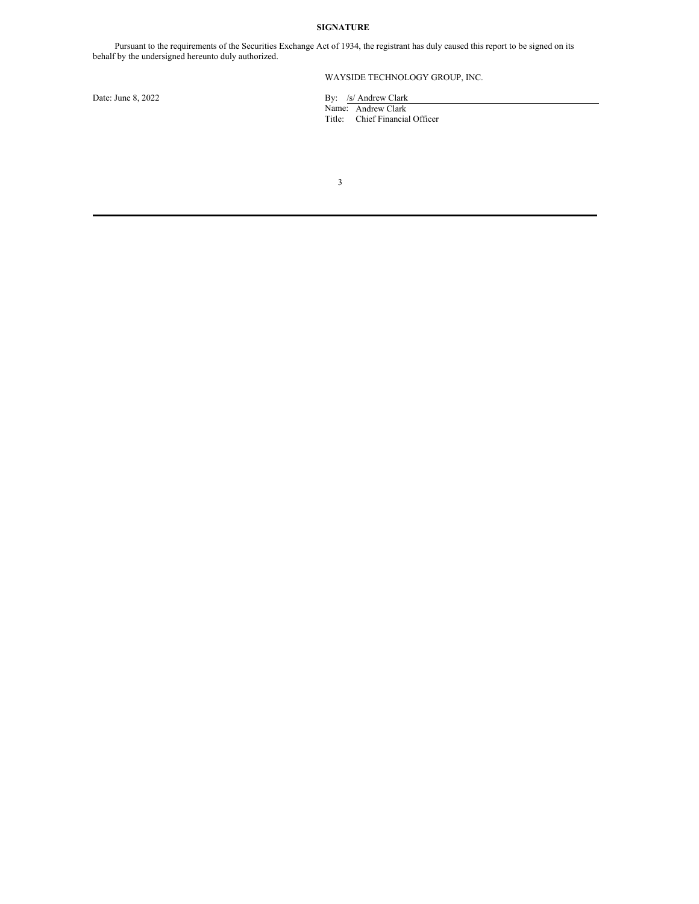**SIGNATURE**

Pursuant to the requirements of the Securities Exchange Act of 1934, the registrant has duly caused this report to be signed on its behalf by the undersigned hereunto duly authorized.

WAYSIDE TECHNOLOGY GROUP, INC.

Date: June 8, 2022

By: /s/ Andrew Clark
Name: Andrew Clark
Title: Chief Financial Officer